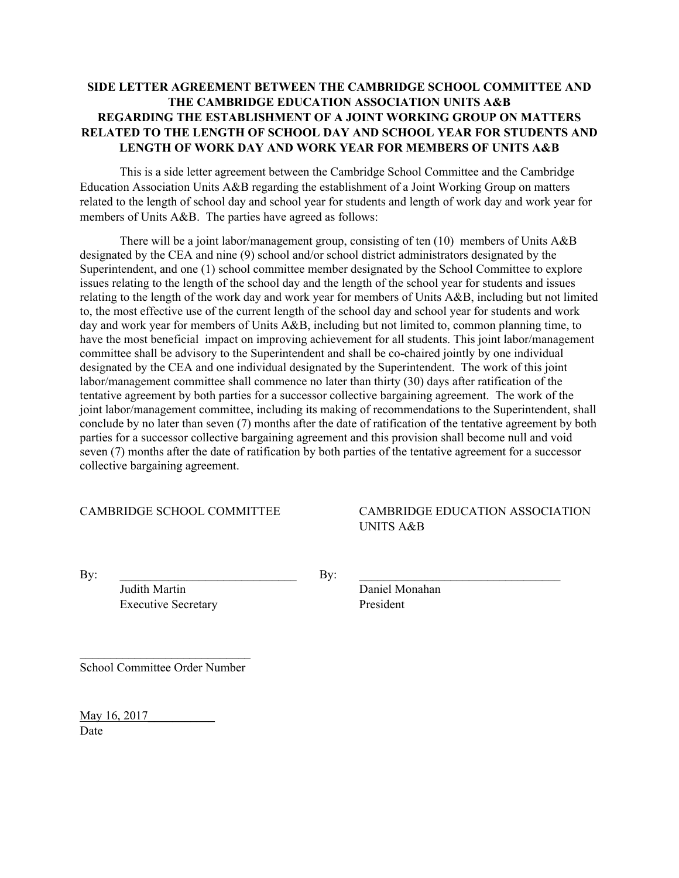**SIDE LETTER AGREEMENT BETWEEN THE CAMBRIDGE SCHOOL COMMITTEE AND THE CAMBRIDGE EDUCATION ASSOCIATION UNITS A&B REGARDING THE ESTABLISHMENT OF A JOINT WORKING GROUP ON MATTERS RELATED TO THE LENGTH OF SCHOOL DAY AND SCHOOL YEAR FOR STUDENTS AND LENGTH OF WORK DAY AND WORK YEAR FOR MEMBERS OF UNITS A&B**

This is a side letter agreement between the Cambridge School Committee and the Cambridge Education Association Units A&B regarding the establishment of a Joint Working Group on matters related to the length of school day and school year for students and length of work day and work year for members of Units A&B. The parties have agreed as follows:

There will be a joint labor/management group, consisting of ten (10) members of Units A&B designated by the CEA and nine (9) school and/or school district administrators designated by the Superintendent, and one (1) school committee member designated by the School Committee to explore issues relating to the length of the school day and the length of the school year for students and issues relating to the length of the work day and work year for members of Units A&B, including but not limited to, the most effective use of the current length of the school day and school year for students and work day and work year for members of Units A&B, including but not limited to, common planning time, to have the most beneficial impact on improving achievement for all students. This joint labor/management committee shall be advisory to the Superintendent and shall be co-chaired jointly by one individual designated by the CEA and one individual designated by the Superintendent. The work of this joint labor/management committee shall commence no later than thirty (30) days after ratification of the tentative agreement by both parties for a successor collective bargaining agreement. The work of the joint labor/management committee, including its making of recommendations to the Superintendent, shall conclude by no later than seven (7) months after the date of ratification of the tentative agreement by both parties for a successor collective bargaining agreement and this provision shall become null and void seven (7) months after the date of ratification by both parties of the tentative agreement for a successor collective bargaining agreement.

CAMBRIDGE SCHOOL COMMITTEE

By: ______________________________
Judith Martin
Executive Secretary

CAMBRIDGE EDUCATION ASSOCIATION UNITS A&B

By: ______________________________
Daniel Monahan
President

______________________________
School Committee Order Number

May 16, 2017
Date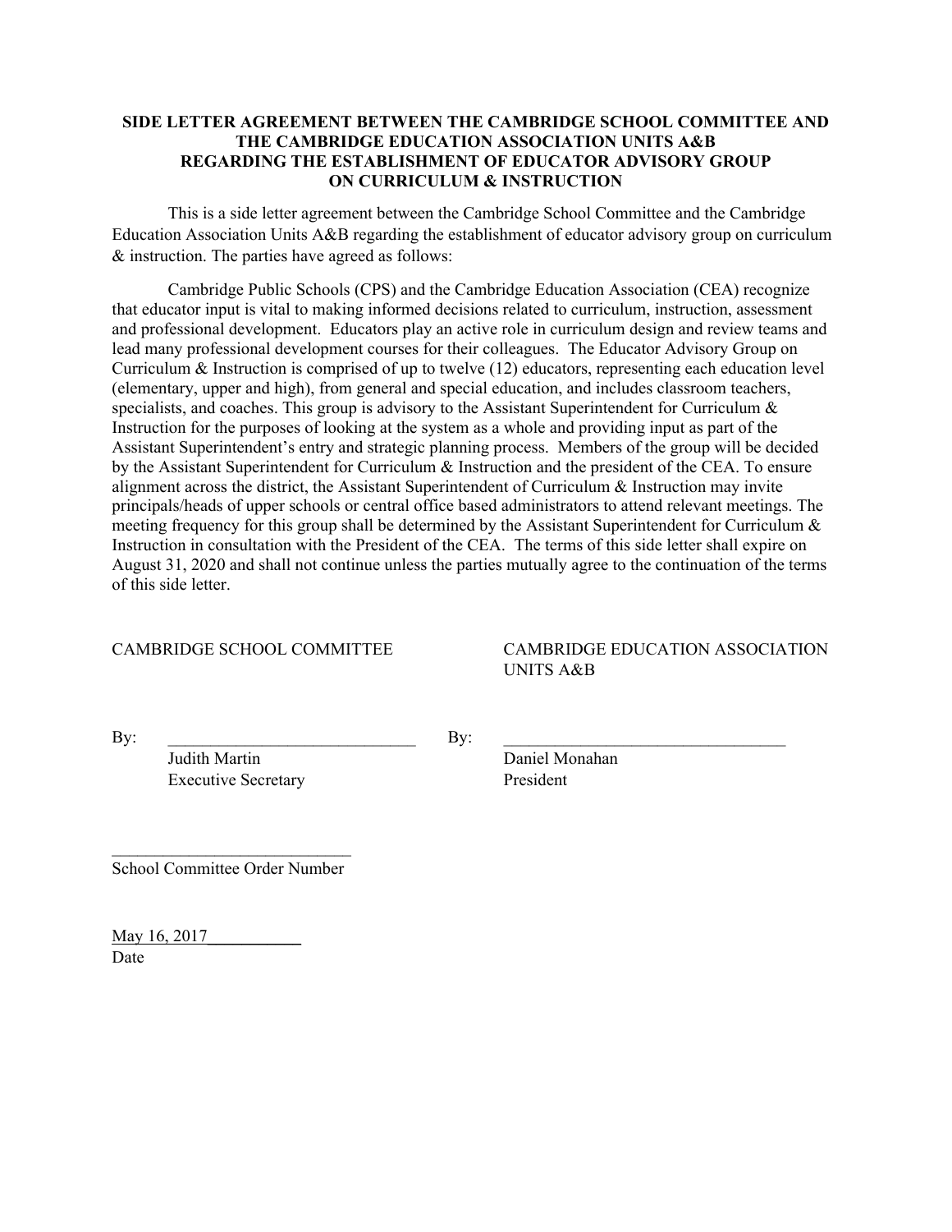**SIDE LETTER AGREEMENT BETWEEN THE CAMBRIDGE SCHOOL COMMITTEE AND THE CAMBRIDGE EDUCATION ASSOCIATION UNITS A&B REGARDING THE ESTABLISHMENT OF EDUCATOR ADVISORY GROUP ON CURRICULUM & INSTRUCTION**

This is a side letter agreement between the Cambridge School Committee and the Cambridge Education Association Units A&B regarding the establishment of educator advisory group on curriculum & instruction. The parties have agreed as follows:

Cambridge Public Schools (CPS) and the Cambridge Education Association (CEA) recognize that educator input is vital to making informed decisions related to curriculum, instruction, assessment and professional development. Educators play an active role in curriculum design and review teams and lead many professional development courses for their colleagues. The Educator Advisory Group on Curriculum & Instruction is comprised of up to twelve (12) educators, representing each education level (elementary, upper and high), from general and special education, and includes classroom teachers, specialists, and coaches. This group is advisory to the Assistant Superintendent for Curriculum & Instruction for the purposes of looking at the system as a whole and providing input as part of the Assistant Superintendent's entry and strategic planning process. Members of the group will be decided by the Assistant Superintendent for Curriculum & Instruction and the president of the CEA. To ensure alignment across the district, the Assistant Superintendent of Curriculum & Instruction may invite principals/heads of upper schools or central office based administrators to attend relevant meetings. The meeting frequency for this group shall be determined by the Assistant Superintendent for Curriculum & Instruction in consultation with the President of the CEA. The terms of this side letter shall expire on August 31, 2020 and shall not continue unless the parties mutually agree to the continuation of the terms of this side letter.

CAMBRIDGE SCHOOL COMMITTEE

By: ____________________________

Judith Martin
Executive Secretary

CAMBRIDGE EDUCATION ASSOCIATION UNITS A&B

By: ________________________________

Daniel Monahan
President

____________________________
School Committee Order Number

May 16, 2017___________
Date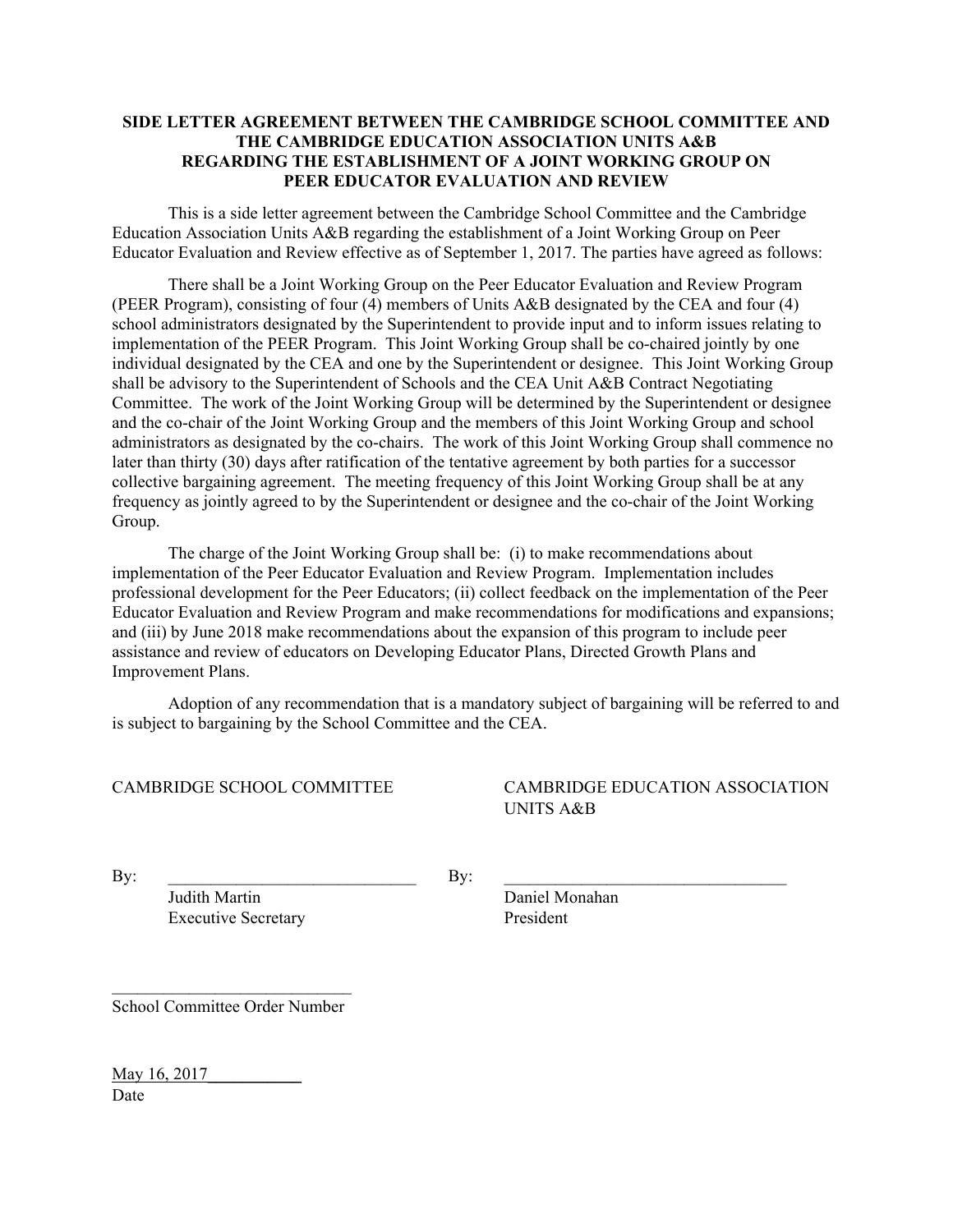**SIDE LETTER AGREEMENT BETWEEN THE CAMBRIDGE SCHOOL COMMITTEE AND THE CAMBRIDGE EDUCATION ASSOCIATION UNITS A&B REGARDING THE ESTABLISHMENT OF A JOINT WORKING GROUP ON PEER EDUCATOR EVALUATION AND REVIEW**

This is a side letter agreement between the Cambridge School Committee and the Cambridge Education Association Units A&B regarding the establishment of a Joint Working Group on Peer Educator Evaluation and Review effective as of September 1, 2017. The parties have agreed as follows:

There shall be a Joint Working Group on the Peer Educator Evaluation and Review Program (PEER Program), consisting of four (4) members of Units A&B designated by the CEA and four (4) school administrators designated by the Superintendent to provide input and to inform issues relating to implementation of the PEER Program. This Joint Working Group shall be co-chaired jointly by one individual designated by the CEA and one by the Superintendent or designee. This Joint Working Group shall be advisory to the Superintendent of Schools and the CEA Unit A&B Contract Negotiating Committee. The work of the Joint Working Group will be determined by the Superintendent or designee and the co-chair of the Joint Working Group and the members of this Joint Working Group and school administrators as designated by the co-chairs. The work of this Joint Working Group shall commence no later than thirty (30) days after ratification of the tentative agreement by both parties for a successor collective bargaining agreement. The meeting frequency of this Joint Working Group shall be at any frequency as jointly agreed to by the Superintendent or designee and the co-chair of the Joint Working Group.

The charge of the Joint Working Group shall be: (i) to make recommendations about implementation of the Peer Educator Evaluation and Review Program. Implementation includes professional development for the Peer Educators; (ii) collect feedback on the implementation of the Peer Educator Evaluation and Review Program and make recommendations for modifications and expansions; and (iii) by June 2018 make recommendations about the expansion of this program to include peer assistance and review of educators on Developing Educator Plans, Directed Growth Plans and Improvement Plans.

Adoption of any recommendation that is a mandatory subject of bargaining will be referred to and is subject to bargaining by the School Committee and the CEA.

CAMBRIDGE SCHOOL COMMITTEE

By: ____________________________
Judith Martin
Executive Secretary

CAMBRIDGE EDUCATION ASSOCIATION UNITS A&B

By: ________________________________
Daniel Monahan
President

____________________________
School Committee Order Number

May 16, 2017___________
Date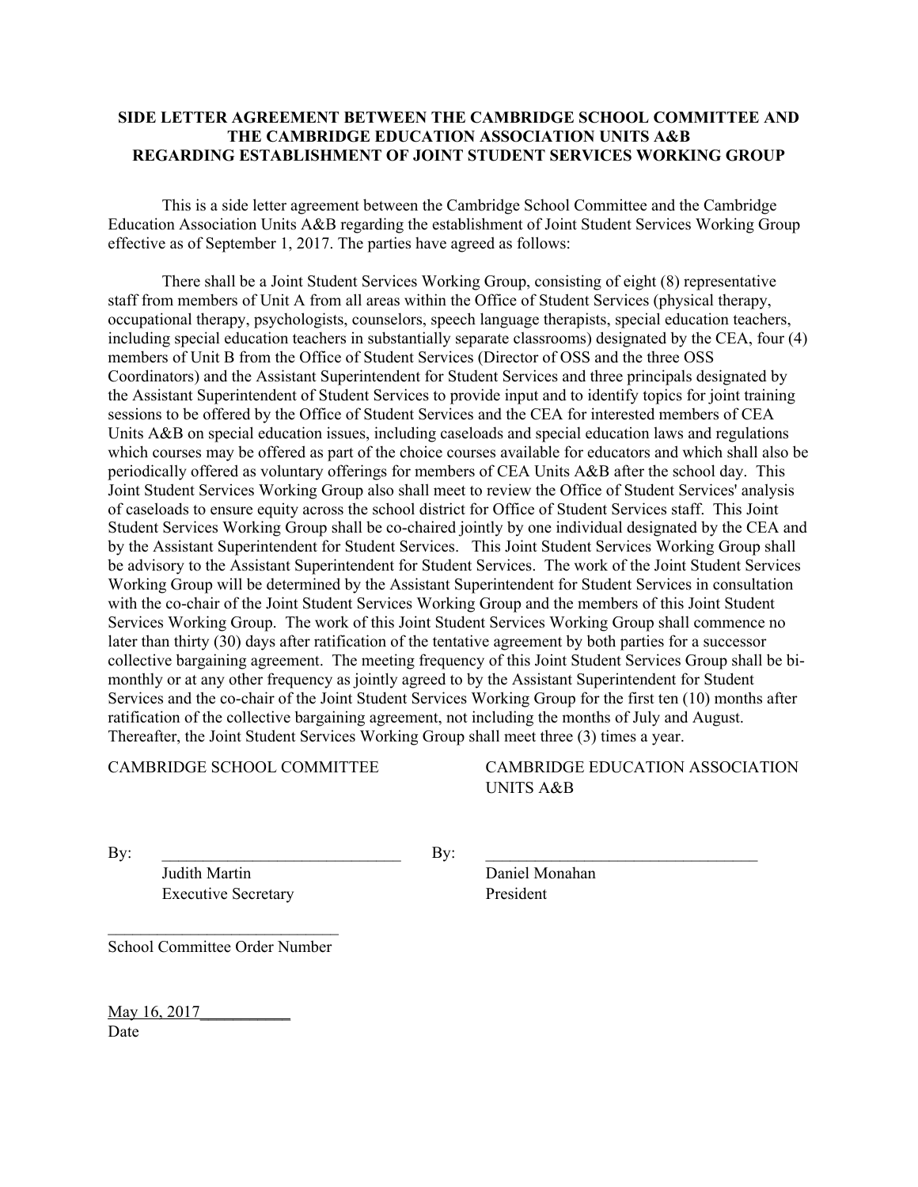**SIDE LETTER AGREEMENT BETWEEN THE CAMBRIDGE SCHOOL COMMITTEE AND THE CAMBRIDGE EDUCATION ASSOCIATION UNITS A&B REGARDING ESTABLISHMENT OF JOINT STUDENT SERVICES WORKING GROUP**

This is a side letter agreement between the Cambridge School Committee and the Cambridge Education Association Units A&B regarding the establishment of Joint Student Services Working Group effective as of September 1, 2017. The parties have agreed as follows:

There shall be a Joint Student Services Working Group, consisting of eight (8) representative staff from members of Unit A from all areas within the Office of Student Services (physical therapy, occupational therapy, psychologists, counselors, speech language therapists, special education teachers, including special education teachers in substantially separate classrooms) designated by the CEA, four (4) members of Unit B from the Office of Student Services (Director of OSS and the three OSS Coordinators) and the Assistant Superintendent for Student Services and three principals designated by the Assistant Superintendent of Student Services to provide input and to identify topics for joint training sessions to be offered by the Office of Student Services and the CEA for interested members of CEA Units A&B on special education issues, including caseloads and special education laws and regulations which courses may be offered as part of the choice courses available for educators and which shall also be periodically offered as voluntary offerings for members of CEA Units A&B after the school day. This Joint Student Services Working Group also shall meet to review the Office of Student Services' analysis of caseloads to ensure equity across the school district for Office of Student Services staff. This Joint Student Services Working Group shall be co-chaired jointly by one individual designated by the CEA and by the Assistant Superintendent for Student Services. This Joint Student Services Working Group shall be advisory to the Assistant Superintendent for Student Services. The work of the Joint Student Services Working Group will be determined by the Assistant Superintendent for Student Services in consultation with the co-chair of the Joint Student Services Working Group and the members of this Joint Student Services Working Group. The work of this Joint Student Services Working Group shall commence no later than thirty (30) days after ratification of the tentative agreement by both parties for a successor collective bargaining agreement. The meeting frequency of this Joint Student Services Group shall be bi-monthly or at any other frequency as jointly agreed to by the Assistant Superintendent for Student Services and the co-chair of the Joint Student Services Working Group for the first ten (10) months after ratification of the collective bargaining agreement, not including the months of July and August. Thereafter, the Joint Student Services Working Group shall meet three (3) times a year.

CAMBRIDGE SCHOOL COMMITTEE

By: ______________________________
Judith Martin
Executive Secretary

CAMBRIDGE EDUCATION ASSOCIATION UNITS A&B

By: ______________________________
Daniel Monahan
President

______________________________
School Committee Order Number

May 16, 2017___________
Date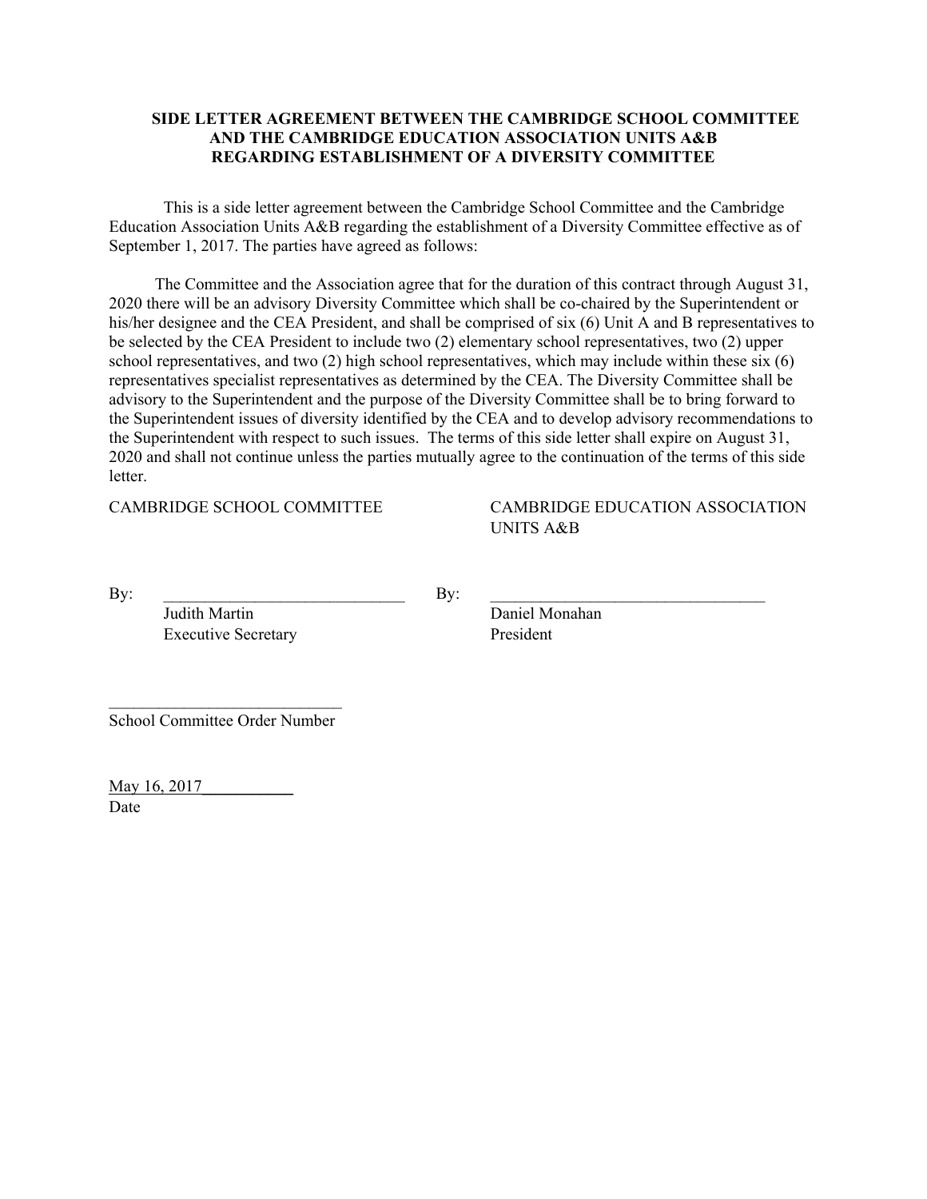**SIDE LETTER AGREEMENT BETWEEN THE CAMBRIDGE SCHOOL COMMITTEE AND THE CAMBRIDGE EDUCATION ASSOCIATION UNITS A&B REGARDING ESTABLISHMENT OF A DIVERSITY COMMITTEE**

This is a side letter agreement between the Cambridge School Committee and the Cambridge Education Association Units A&B regarding the establishment of a Diversity Committee effective as of September 1, 2017. The parties have agreed as follows:

The Committee and the Association agree that for the duration of this contract through August 31, 2020 there will be an advisory Diversity Committee which shall be co-chaired by the Superintendent or his/her designee and the CEA President, and shall be comprised of six (6) Unit A and B representatives to be selected by the CEA President to include two (2) elementary school representatives, two (2) upper school representatives, and two (2) high school representatives, which may include within these six (6) representatives specialist representatives as determined by the CEA. The Diversity Committee shall be advisory to the Superintendent and the purpose of the Diversity Committee shall be to bring forward to the Superintendent issues of diversity identified by the CEA and to develop advisory recommendations to the Superintendent with respect to such issues. The terms of this side letter shall expire on August 31, 2020 and shall not continue unless the parties mutually agree to the continuation of the terms of this side letter.

CAMBRIDGE SCHOOL COMMITTEE

By: ____________________________
Judith Martin
Executive Secretary

CAMBRIDGE EDUCATION ASSOCIATION UNITS A&B

By: ____________________________
Daniel Monahan
President

____________________________
School Committee Order Number

May 16, 2017___________
Date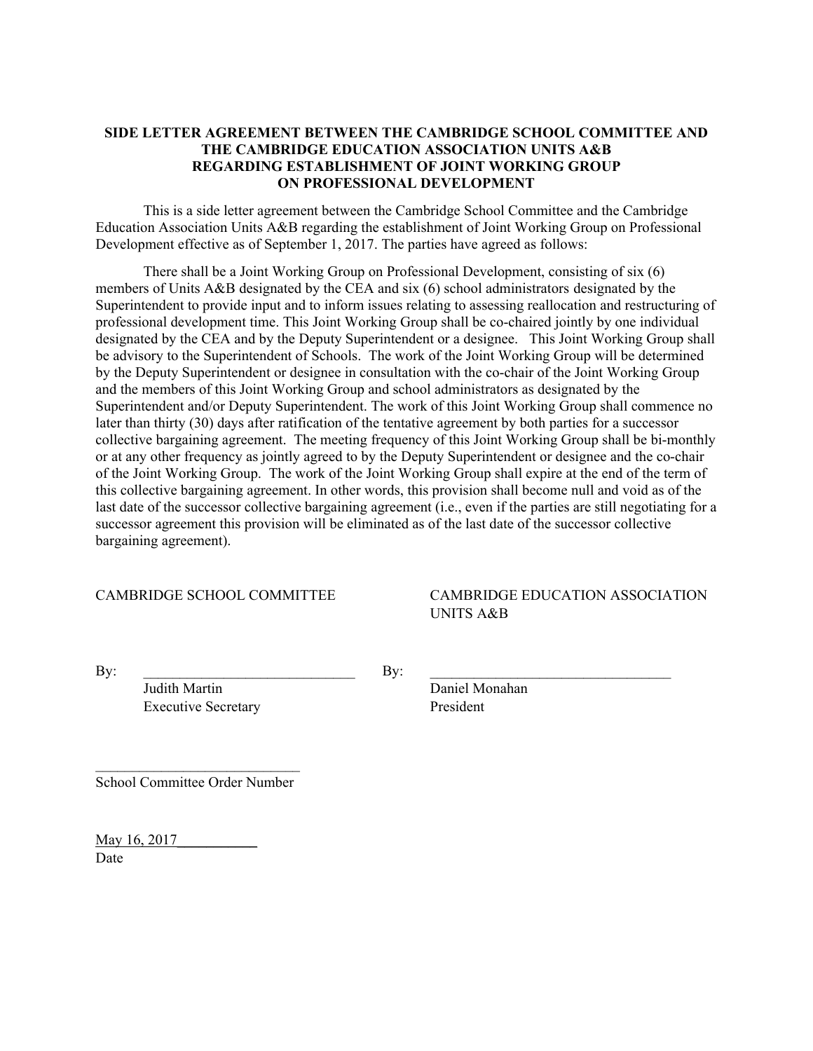**SIDE LETTER AGREEMENT BETWEEN THE CAMBRIDGE SCHOOL COMMITTEE AND THE CAMBRIDGE EDUCATION ASSOCIATION UNITS A&B REGARDING ESTABLISHMENT OF JOINT WORKING GROUP ON PROFESSIONAL DEVELOPMENT**

This is a side letter agreement between the Cambridge School Committee and the Cambridge Education Association Units A&B regarding the establishment of Joint Working Group on Professional Development effective as of September 1, 2017. The parties have agreed as follows:

There shall be a Joint Working Group on Professional Development, consisting of six (6) members of Units A&B designated by the CEA and six (6) school administrators designated by the Superintendent to provide input and to inform issues relating to assessing reallocation and restructuring of professional development time. This Joint Working Group shall be co-chaired jointly by one individual designated by the CEA and by the Deputy Superintendent or a designee. This Joint Working Group shall be advisory to the Superintendent of Schools. The work of the Joint Working Group will be determined by the Deputy Superintendent or designee in consultation with the co-chair of the Joint Working Group and the members of this Joint Working Group and school administrators as designated by the Superintendent and/or Deputy Superintendent. The work of this Joint Working Group shall commence no later than thirty (30) days after ratification of the tentative agreement by both parties for a successor collective bargaining agreement. The meeting frequency of this Joint Working Group shall be bi-monthly or at any other frequency as jointly agreed to by the Deputy Superintendent or designee and the co-chair of the Joint Working Group. The work of the Joint Working Group shall expire at the end of the term of this collective bargaining agreement. In other words, this provision shall become null and void as of the last date of the successor collective bargaining agreement (i.e., even if the parties are still negotiating for a successor agreement this provision will be eliminated as of the last date of the successor collective bargaining agreement).

CAMBRIDGE SCHOOL COMMITTEE

By: \_\_\_\_\_\_\_\_\_\_\_\_\_\_\_\_\_\_\_\_\_\_\_\_\_\_\_\_\_\_

Judith Martin
Executive Secretary

CAMBRIDGE EDUCATION ASSOCIATION UNITS A&B

By: \_\_\_\_\_\_\_\_\_\_\_\_\_\_\_\_\_\_\_\_\_\_\_\_\_\_\_\_\_\_

Daniel Monahan
President

\_\_\_\_\_\_\_\_\_\_\_\_\_\_\_\_\_\_\_\_\_\_\_\_\_\_\_\_
School Committee Order Number

May 16, 2017\_\_\_\_\_\_\_\_\_\_\_
Date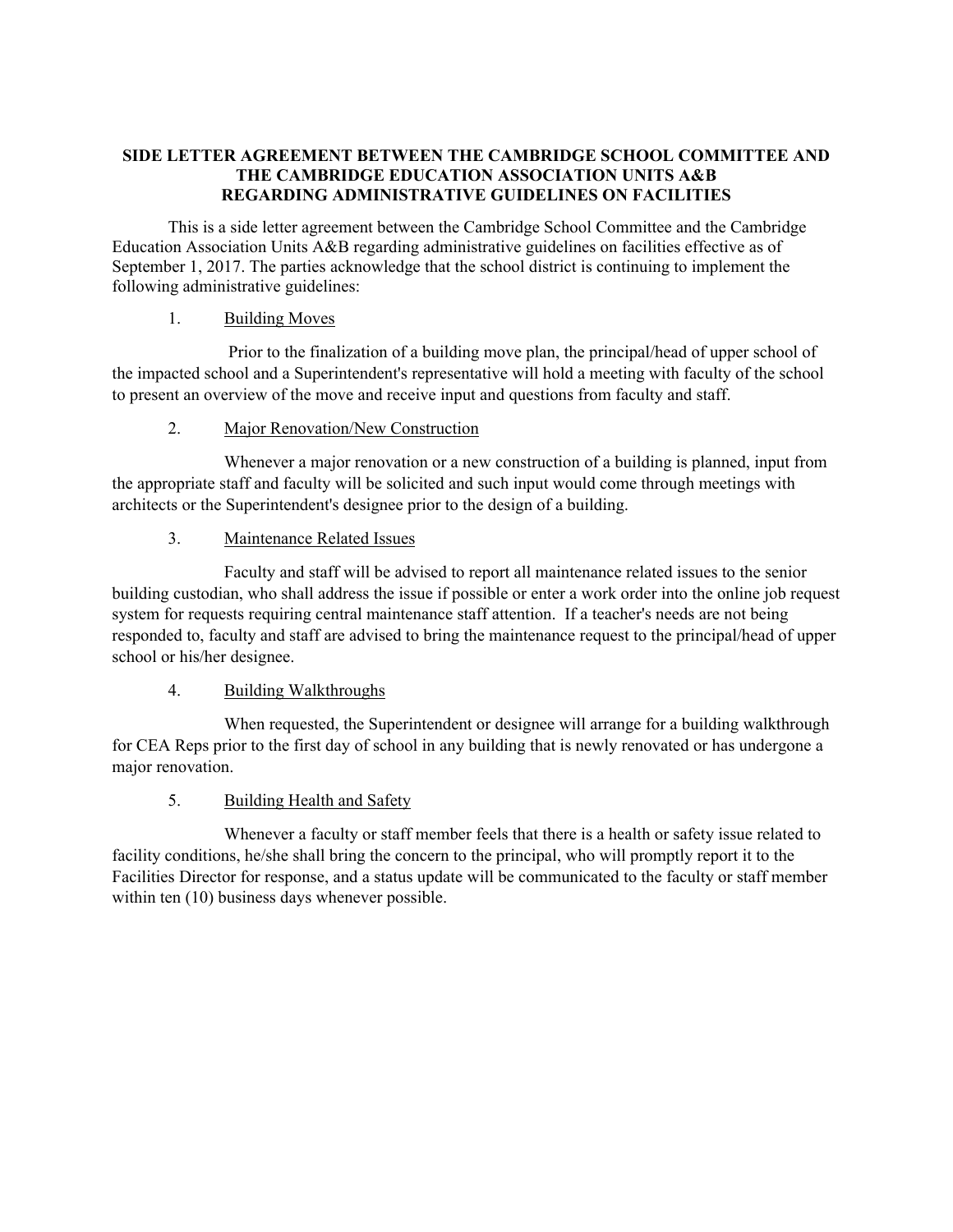**SIDE LETTER AGREEMENT BETWEEN THE CAMBRIDGE SCHOOL COMMITTEE AND THE CAMBRIDGE EDUCATION ASSOCIATION UNITS A&B REGARDING ADMINISTRATIVE GUIDELINES ON FACILITIES**

This is a side letter agreement between the Cambridge School Committee and the Cambridge Education Association Units A&B regarding administrative guidelines on facilities effective as of September 1, 2017. The parties acknowledge that the school district is continuing to implement the following administrative guidelines:

1. <u>Building Moves</u>

Prior to the finalization of a building move plan, the principal/head of upper school of the impacted school and a Superintendent's representative will hold a meeting with faculty of the school to present an overview of the move and receive input and questions from faculty and staff.

2. <u>Major Renovation/New Construction</u>

Whenever a major renovation or a new construction of a building is planned, input from the appropriate staff and faculty will be solicited and such input would come through meetings with architects or the Superintendent's designee prior to the design of a building.

3. <u>Maintenance Related Issues</u>

Faculty and staff will be advised to report all maintenance related issues to the senior building custodian, who shall address the issue if possible or enter a work order into the online job request system for requests requiring central maintenance staff attention. If a teacher's needs are not being responded to, faculty and staff are advised to bring the maintenance request to the principal/head of upper school or his/her designee.

4. <u>Building Walkthroughs</u>

When requested, the Superintendent or designee will arrange for a building walkthrough for CEA Reps prior to the first day of school in any building that is newly renovated or has undergone a major renovation.

5. <u>Building Health and Safety</u>

Whenever a faculty or staff member feels that there is a health or safety issue related to facility conditions, he/she shall bring the concern to the principal, who will promptly report it to the Facilities Director for response, and a status update will be communicated to the faculty or staff member within ten (10) business days whenever possible.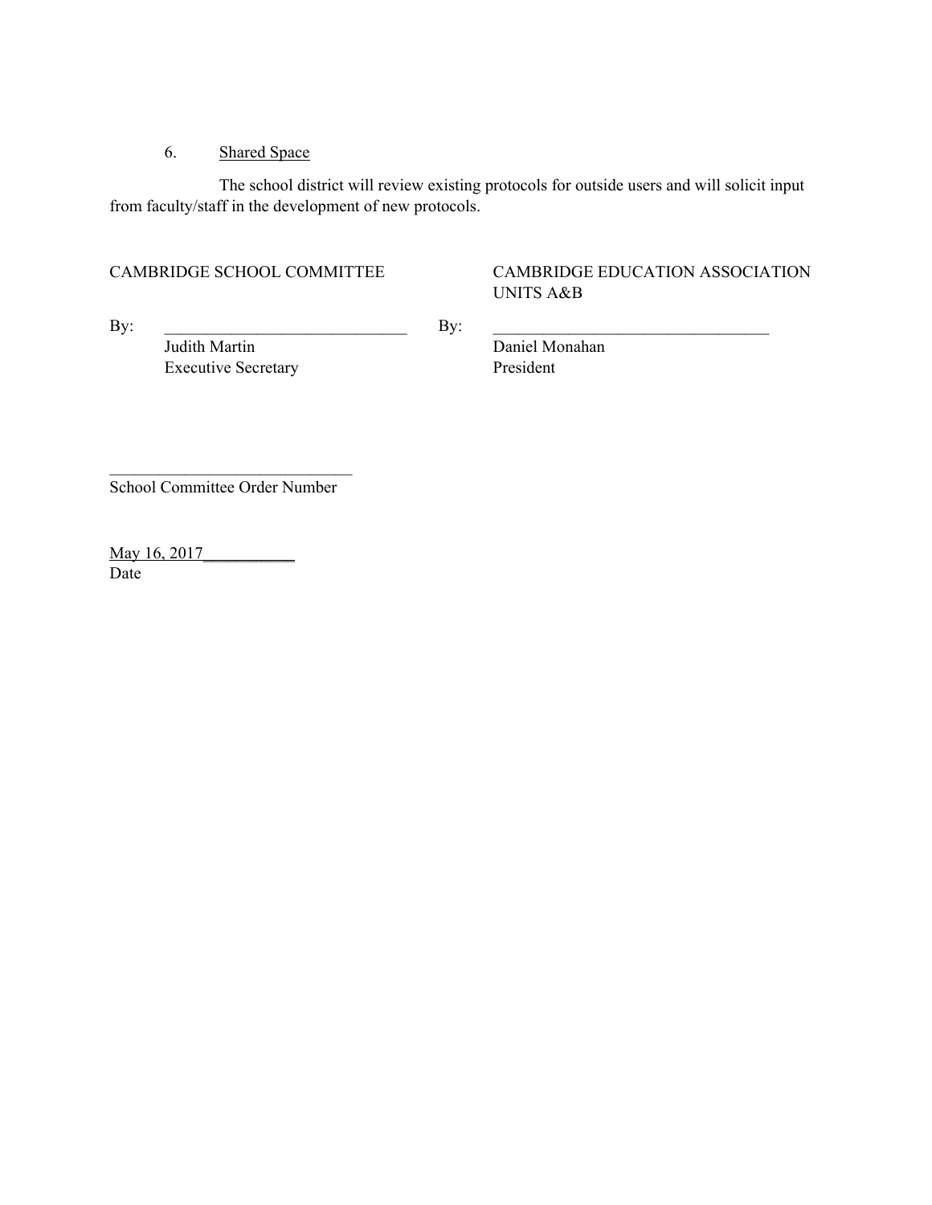6. Shared Space

The school district will review existing protocols for outside users and will solicit input from faculty/staff in the development of new protocols.

| CAMBRIDGE SCHOOL COMMITTEE | CAMBRIDGE EDUCATION ASSOCIATION UNITS A&B |
|---|---|
| By: ____________________________ | By: ________________________________ |
| Judith Martin | Daniel Monahan |
| Executive Secretary | President |

____________________________
School Committee Order Number

May 16, 2017__________
Date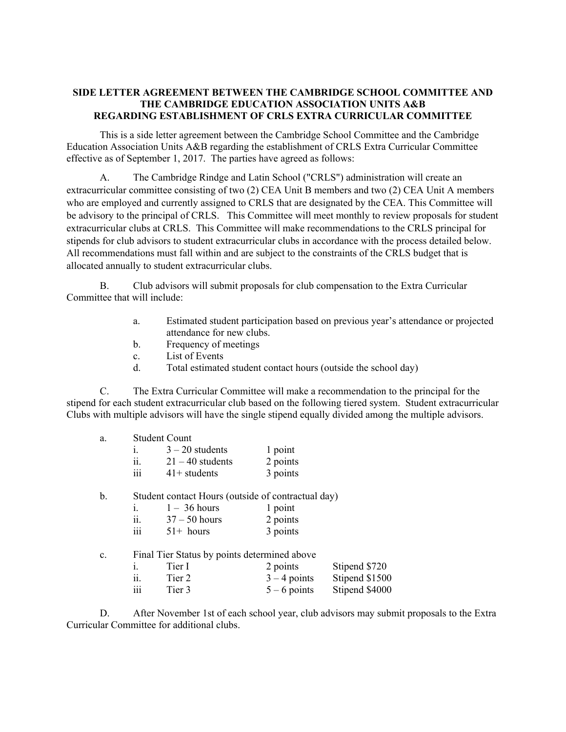**SIDE LETTER AGREEMENT BETWEEN THE CAMBRIDGE SCHOOL COMMITTEE AND THE CAMBRIDGE EDUCATION ASSOCIATION UNITS A&B REGARDING ESTABLISHMENT OF CRLS EXTRA CURRICULAR COMMITTEE**

This is a side letter agreement between the Cambridge School Committee and the Cambridge Education Association Units A&B regarding the establishment of CRLS Extra Curricular Committee effective as of September 1, 2017. The parties have agreed as follows:

A. The Cambridge Rindge and Latin School ("CRLS") administration will create an extracurricular committee consisting of two (2) CEA Unit B members and two (2) CEA Unit A members who are employed and currently assigned to CRLS that are designated by the CEA. This Committee will be advisory to the principal of CRLS. This Committee will meet monthly to review proposals for student extracurricular clubs at CRLS. This Committee will make recommendations to the CRLS principal for stipends for club advisors to student extracurricular clubs in accordance with the process detailed below. All recommendations must fall within and are subject to the constraints of the CRLS budget that is allocated annually to student extracurricular clubs.

B. Club advisors will submit proposals for club compensation to the Extra Curricular Committee that will include:

- a. Estimated student participation based on previous year's attendance or projected attendance for new clubs.
- b. Frequency of meetings
- c. List of Events
- d. Total estimated student contact hours (outside the school day)

C. The Extra Curricular Committee will make a recommendation to the principal for the stipend for each student extracurricular club based on the following tiered system. Student extracurricular Clubs with multiple advisors will have the single stipend equally divided among the multiple advisors.

a. Student Count

| | | |
|---|---|---|
| i. | 3 – 20 students | 1 point |
| ii. | 21 – 40 students | 2 points |
| iii | 41+ students | 3 points |

b. Student contact Hours (outside of contractual day)

| | | |
|---|---|---|
| i. | 1 – 36 hours | 1 point |
| ii. | 37 – 50 hours | 2 points |
| iii | 51+ hours | 3 points |

c. Final Tier Status by points determined above

| | | | |
|---|---|---|---|
| i. | Tier I | 2 points | Stipend $720 |
| ii. | Tier 2 | 3 – 4 points | Stipend $1500 |
| iii | Tier 3 | 5 – 6 points | Stipend $4000 |

D. After November 1st of each school year, club advisors may submit proposals to the Extra Curricular Committee for additional clubs.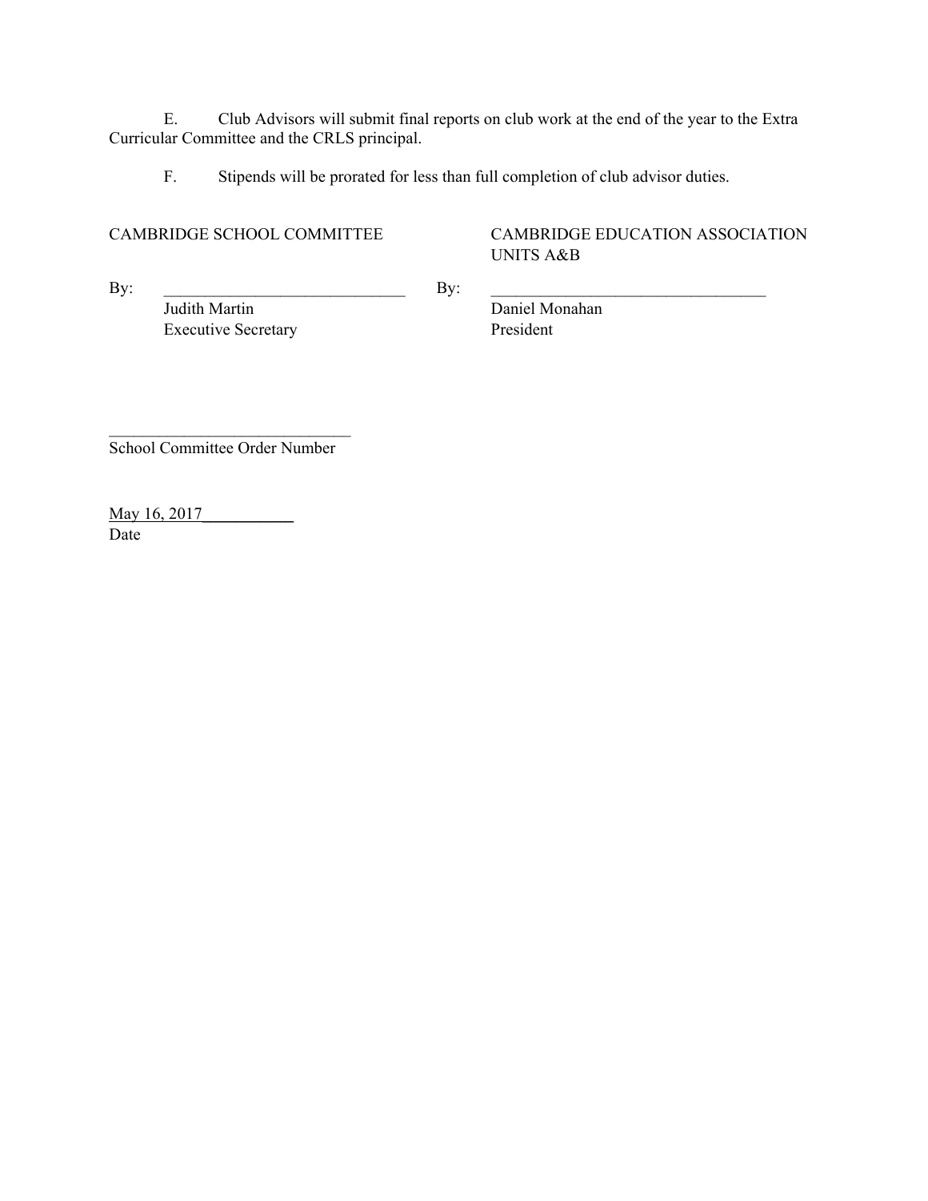E. Club Advisors will submit final reports on club work at the end of the year to the Extra Curricular Committee and the CRLS principal.

F. Stipends will be prorated for less than full completion of club advisor duties.

| CAMBRIDGE SCHOOL COMMITTEE | CAMBRIDGE EDUCATION ASSOCIATION UNITS A&B |
| --- | --- |
| By: ______________________________ | By: ______________________________ |
| Judith Martin | Daniel Monahan |
| Executive Secretary | President |

______________________________
School Committee Order Number

May 16, 2017___________
Date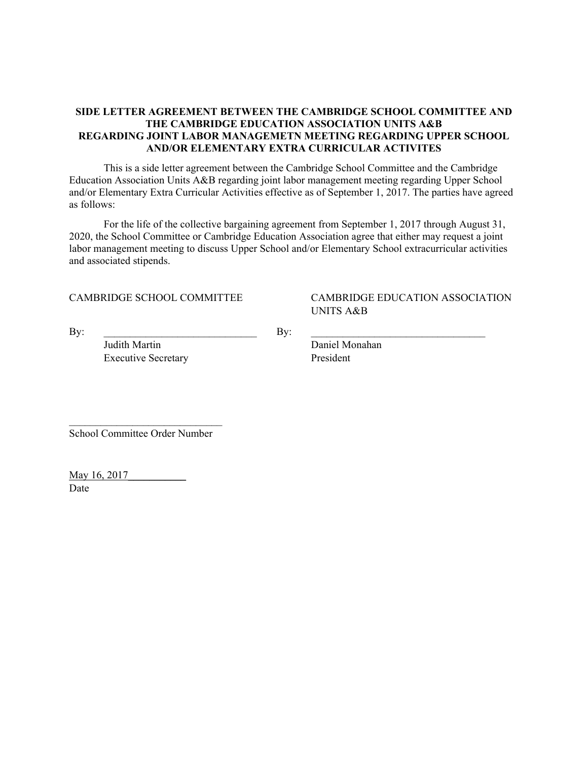**SIDE LETTER AGREEMENT BETWEEN THE CAMBRIDGE SCHOOL COMMITTEE AND THE CAMBRIDGE EDUCATION ASSOCIATION UNITS A&B REGARDING JOINT LABOR MANAGEMETN MEETING REGARDING UPPER SCHOOL AND/OR ELEMENTARY EXTRA CURRICULAR ACTIVITES**

This is a side letter agreement between the Cambridge School Committee and the Cambridge Education Association Units A&B regarding joint labor management meeting regarding Upper School and/or Elementary Extra Curricular Activities effective as of September 1, 2017. The parties have agreed as follows:

For the life of the collective bargaining agreement from September 1, 2017 through August 31, 2020, the School Committee or Cambridge Education Association agree that either may request a joint labor management meeting to discuss Upper School and/or Elementary School extracurricular activities and associated stipends.

CAMBRIDGE SCHOOL COMMITTEE

By: _____________________________

Judith Martin
Executive Secretary

CAMBRIDGE EDUCATION ASSOCIATION UNITS A&B

By: _________________________________

Daniel Monahan
President

_____________________________
School Committee Order Number

May 16, 2017___________
Date